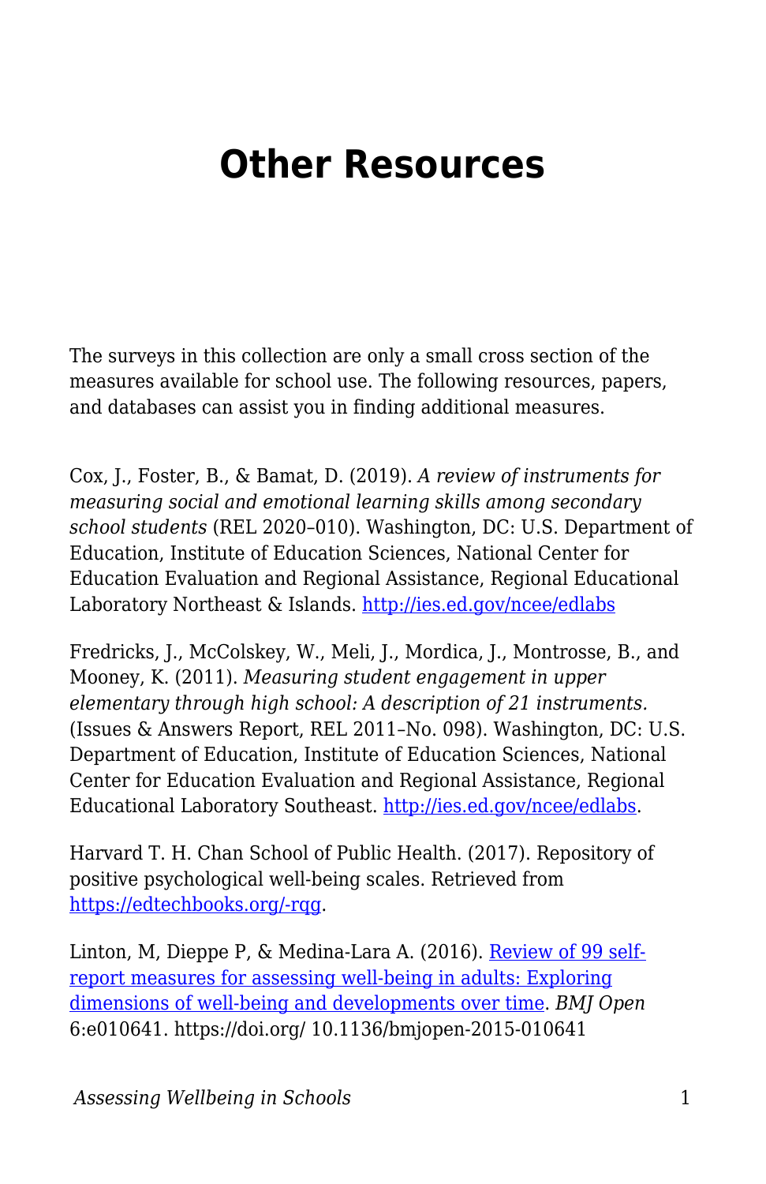# Other Resources

The surveys in this collection are only a small cross section of the measures available for school use. The following resources, papers, and databases can assist you in finding additional measures.

Cox, J., Foster, B., & Bamat, D. (2019). *A review of instruments for measuring social and emotional learning skills among secondary school students* (REL 2020–010). Washington, DC: U.S. Department of Education, Institute of Education Sciences, National Center for Education Evaluation and Regional Assistance, Regional Educational Laboratory Northeast & Islands. [http://ies.ed.gov/ncee/edlabs](http://ies.ed.gov/ncee/edlabs)

Fredricks, J., McColskey, W., Meli, J., Mordica, J., Montrosse, B., and Mooney, K. (2011). *Measuring student engagement in upper elementary through high school: A description of 21 instruments.* (Issues & Answers Report, REL 2011–No. 098). Washington, DC: U.S. Department of Education, Institute of Education Sciences, National Center for Education Evaluation and Regional Assistance, Regional Educational Laboratory Southeast. [http://ies.ed.gov/ncee/edlabs](http://ies.ed.gov/ncee/edlabs).

Harvard T. H. Chan School of Public Health. (2017). Repository of positive psychological well-being scales. Retrieved from [https://edtechbooks.org/-rqg](https://edtechbooks.org/-rqg).

Linton, M, Dieppe P, & Medina-Lara A. (2016). [Review of 99 self-report measures for assessing well-being in adults: Exploring dimensions of well-being and developments over time](https://doi.org/10.1136/bmjopen-2015-010641). *BMJ Open* 6:e010641. https://doi.org/ 10.1136/bmjopen-2015-010641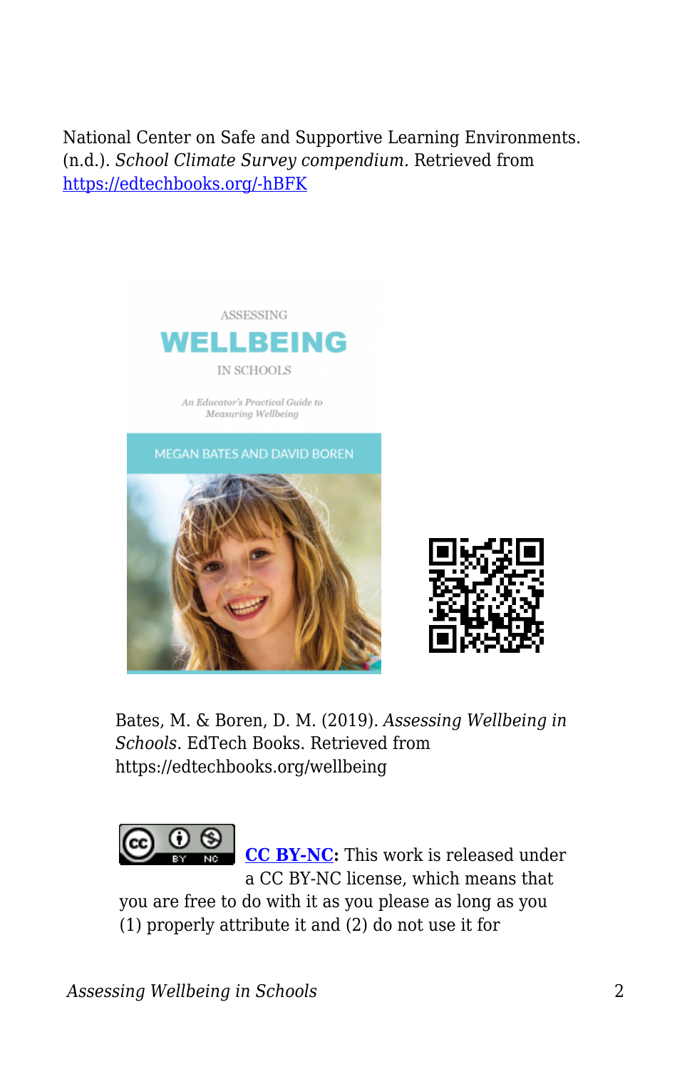National Center on Safe and Supportive Learning Environments. (n.d.). *School Climate Survey compendium.* Retrieved from [https://edtechbooks.org/-hBFK](https://edtechbooks.org/-hBFK)

Bates, M. & Boren, D. M. (2019). *Assessing Wellbeing in Schools*. EdTech Books. Retrieved from https://edtechbooks.org/wellbeing

**[CC BY-NC](https://creativecommons.org/licenses/by-nc/4.0):** This work is released under a CC BY-NC license, which means that you are free to do with it as you please as long as you (1) properly attribute it and (2) do not use it for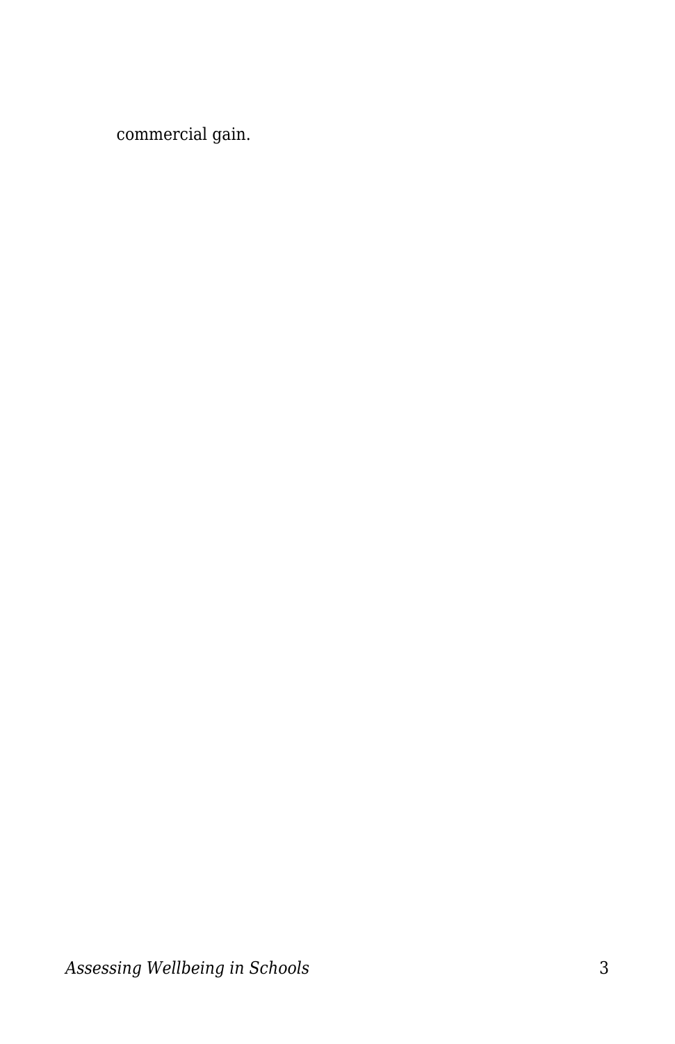commercial gain.